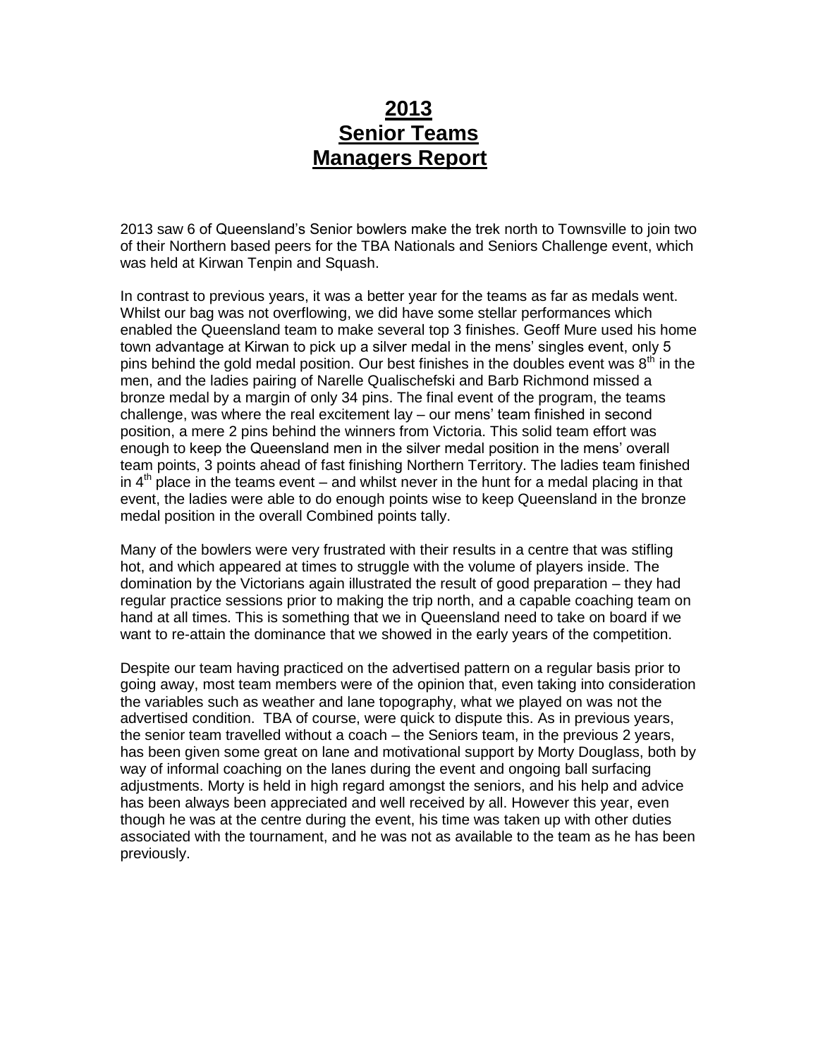# 2013 Senior Teams Managers Report

2013 saw 6 of Queensland's Senior bowlers make the trek north to Townsville to join two of their Northern based peers for the TBA Nationals and Seniors Challenge event, which was held at Kirwan Tenpin and Squash.

In contrast to previous years, it was a better year for the teams as far as medals went. Whilst our bag was not overflowing, we did have some stellar performances which enabled the Queensland team to make several top 3 finishes. Geoff Mure used his home town advantage at Kirwan to pick up a silver medal in the mens' singles event, only 5 pins behind the gold medal position. Our best finishes in the doubles event was 8th in the men, and the ladies pairing of Narelle Qualischefski and Barb Richmond missed a bronze medal by a margin of only 34 pins. The final event of the program, the teams challenge, was where the real excitement lay – our mens' team finished in second position, a mere 2 pins behind the winners from Victoria. This solid team effort was enough to keep the Queensland men in the silver medal position in the mens' overall team points, 3 points ahead of fast finishing Northern Territory. The ladies team finished in 4th place in the teams event – and whilst never in the hunt for a medal placing in that event, the ladies were able to do enough points wise to keep Queensland in the bronze medal position in the overall Combined points tally.

Many of the bowlers were very frustrated with their results in a centre that was stifling hot, and which appeared at times to struggle with the volume of players inside. The domination by the Victorians again illustrated the result of good preparation – they had regular practice sessions prior to making the trip north, and a capable coaching team on hand at all times. This is something that we in Queensland need to take on board if we want to re-attain the dominance that we showed in the early years of the competition.

Despite our team having practiced on the advertised pattern on a regular basis prior to going away, most team members were of the opinion that, even taking into consideration the variables such as weather and lane topography, what we played on was not the advertised condition. TBA of course, were quick to dispute this. As in previous years, the senior team travelled without a coach – the Seniors team, in the previous 2 years, has been given some great on lane and motivational support by Morty Douglass, both by way of informal coaching on the lanes during the event and ongoing ball surfacing adjustments. Morty is held in high regard amongst the seniors, and his help and advice has been always been appreciated and well received by all. However this year, even though he was at the centre during the event, his time was taken up with other duties associated with the tournament, and he was not as available to the team as he has been previously.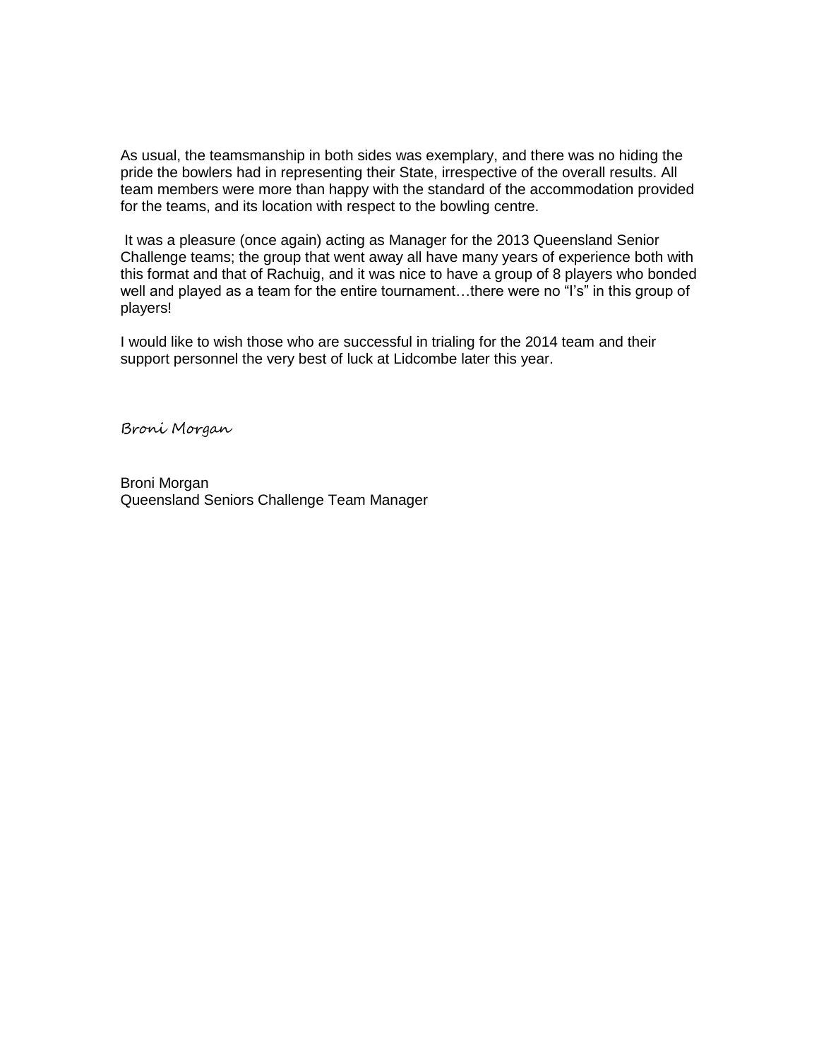As usual, the teamsmanship in both sides was exemplary, and there was no hiding the pride the bowlers had in representing their State, irrespective of the overall results. All team members were more than happy with the standard of the accommodation provided for the teams, and its location with respect to the bowling centre.

It was a pleasure (once again) acting as Manager for the 2013 Queensland Senior Challenge teams; the group that went away all have many years of experience both with this format and that of Rachuig, and it was nice to have a group of 8 players who bonded well and played as a team for the entire tournament…there were no "I's" in this group of players!

I would like to wish those who are successful in trialing for the 2014 team and their support personnel the very best of luck at Lidcombe later this year.

*Broni Morgan*

Broni Morgan
Queensland Seniors Challenge Team Manager